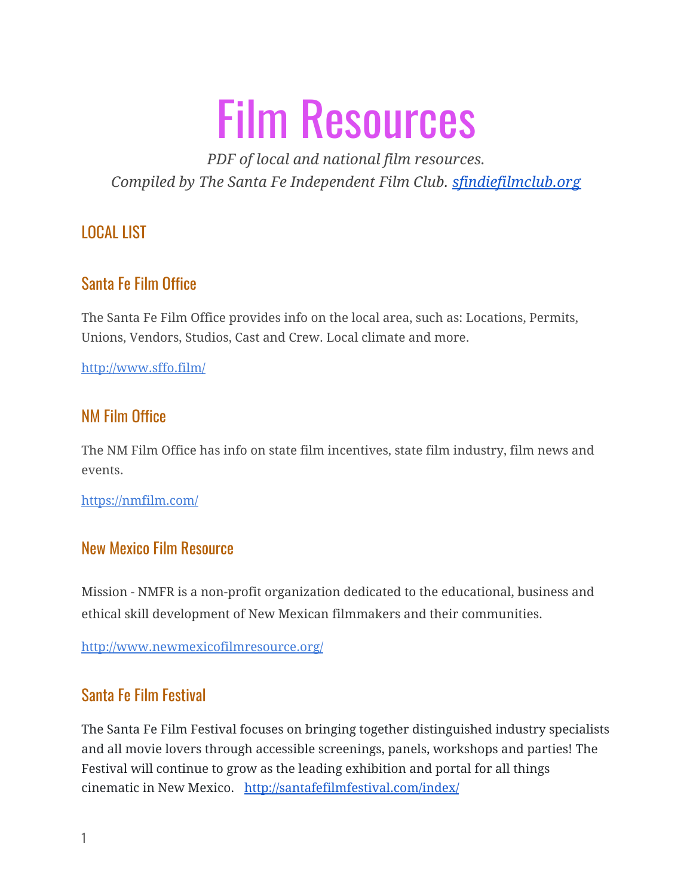# Film Resources

*PDF of local and national film resources.*
*Compiled by The Santa Fe Independent Film Club. [sfindiefilmclub.org](sfindiefilmclub.org)*

## LOCAL LIST

### Santa Fe Film Office

The Santa Fe Film Office provides info on the local area, such as: Locations, Permits, Unions, Vendors, Studios, Cast and Crew. Local climate and more.

http://www.sffo.film/

### NM Film Office

The NM Film Office has info on state film incentives, state film industry, film news and events.

https://nmfilm.com/

### New Mexico Film Resource

Mission - NMFR is a non-profit organization dedicated to the educational, business and ethical skill development of New Mexican filmmakers and their communities.

http://www.newmexicofilmresource.org/

### Santa Fe Film Festival

The Santa Fe Film Festival focuses on bringing together distinguished industry specialists and all movie lovers through accessible screenings, panels, workshops and parties! The Festival will continue to grow as the leading exhibition and portal for all things cinematic in New Mexico. http://santafefilmfestival.com/index/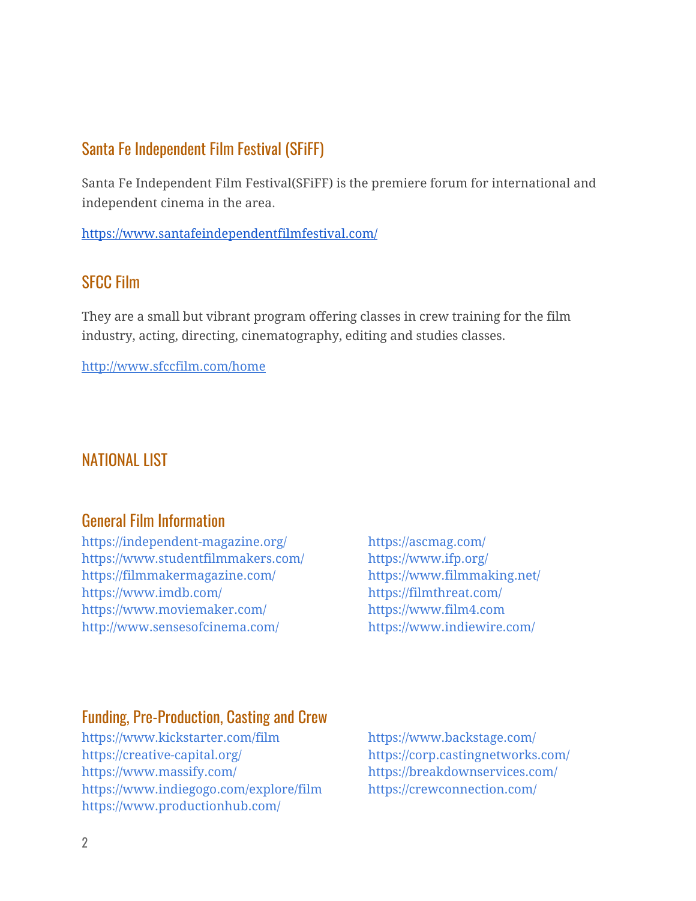## Santa Fe Independent Film Festival (SFiFF)

Santa Fe Independent Film Festival(SFiFF) is the premiere forum for international and independent cinema in the area.

https://www.santafeindependentfilmfestival.com/

## SFCC Film

They are a small but vibrant program offering classes in crew training for the film industry, acting, directing, cinematography, editing and studies classes.

http://www.sfccfilm.com/home

# NATIONAL LIST

## General Film Information

https://independent-magazine.org/
https://www.studentfilmmakers.com/
https://filmmakermagazine.com/
https://www.imdb.com/
https://www.moviemaker.com/
http://www.sensesofcinema.com/
https://ascmag.com/
https://www.ifp.org/
https://www.filmmaking.net/
https://filmthreat.com/
https://www.film4.com
https://www.indiewire.com/

## Funding, Pre-Production, Casting and Crew

https://www.kickstarter.com/film
https://creative-capital.org/
https://www.massify.com/
https://www.indiegogo.com/explore/film
https://www.productionhub.com/
https://www.backstage.com/
https://corp.castingnetworks.com/
https://breakdownservices.com/
https://crewconnection.com/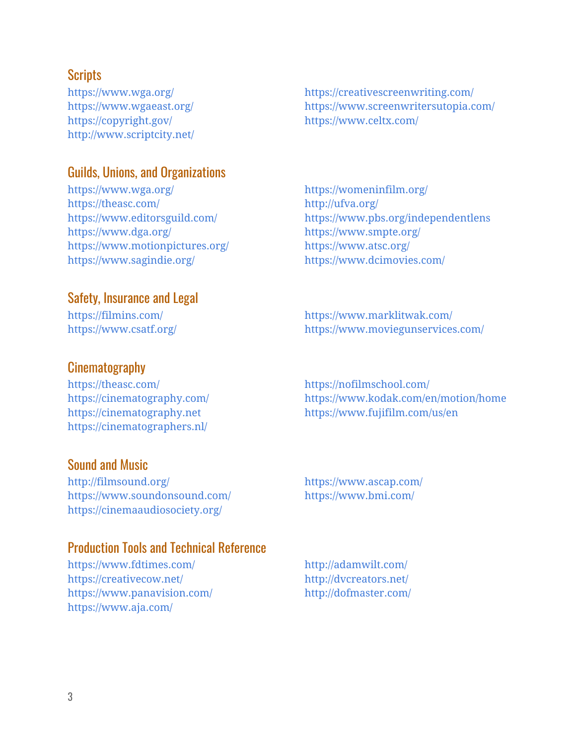## Scripts

https://www.wga.org/
https://www.wgaeast.org/
https://copyright.gov/
http://www.scriptcity.net/
https://creativescreenwriting.com/
https://www.screenwritersutopia.com/
https://www.celtx.com/

## Guilds, Unions, and Organizations

https://www.wga.org/
https://theasc.com/
https://www.editorsguild.com/
https://www.dga.org/
https://www.motionpictures.org/
https://www.sagindie.org/
https://womeninfilm.org/
http://ufva.org/
https://www.pbs.org/independentlens
https://www.smpte.org/
https://www.atsc.org/
https://www.dcimovies.com/

## Safety, Insurance and Legal

https://filmins.com/
https://www.csatf.org/
https://www.marklitwak.com/
https://www.moviegunservices.com/

## Cinematography

https://theasc.com/
https://cinematography.com/
https://cinematography.net
https://cinematographers.nl/
https://nofilmschool.com/
https://www.kodak.com/en/motion/home
https://www.fujifilm.com/us/en

## Sound and Music

http://filmsound.org/
https://www.soundonsound.com/
https://cinemaaudiosociety.org/
https://www.ascap.com/
https://www.bmi.com/

## Production Tools and Technical Reference

https://www.fdtimes.com/
https://creativecow.net/
https://www.panavision.com/
https://www.aja.com/
http://adamwilt.com/
http://dvcreators.net/
http://dofmaster.com/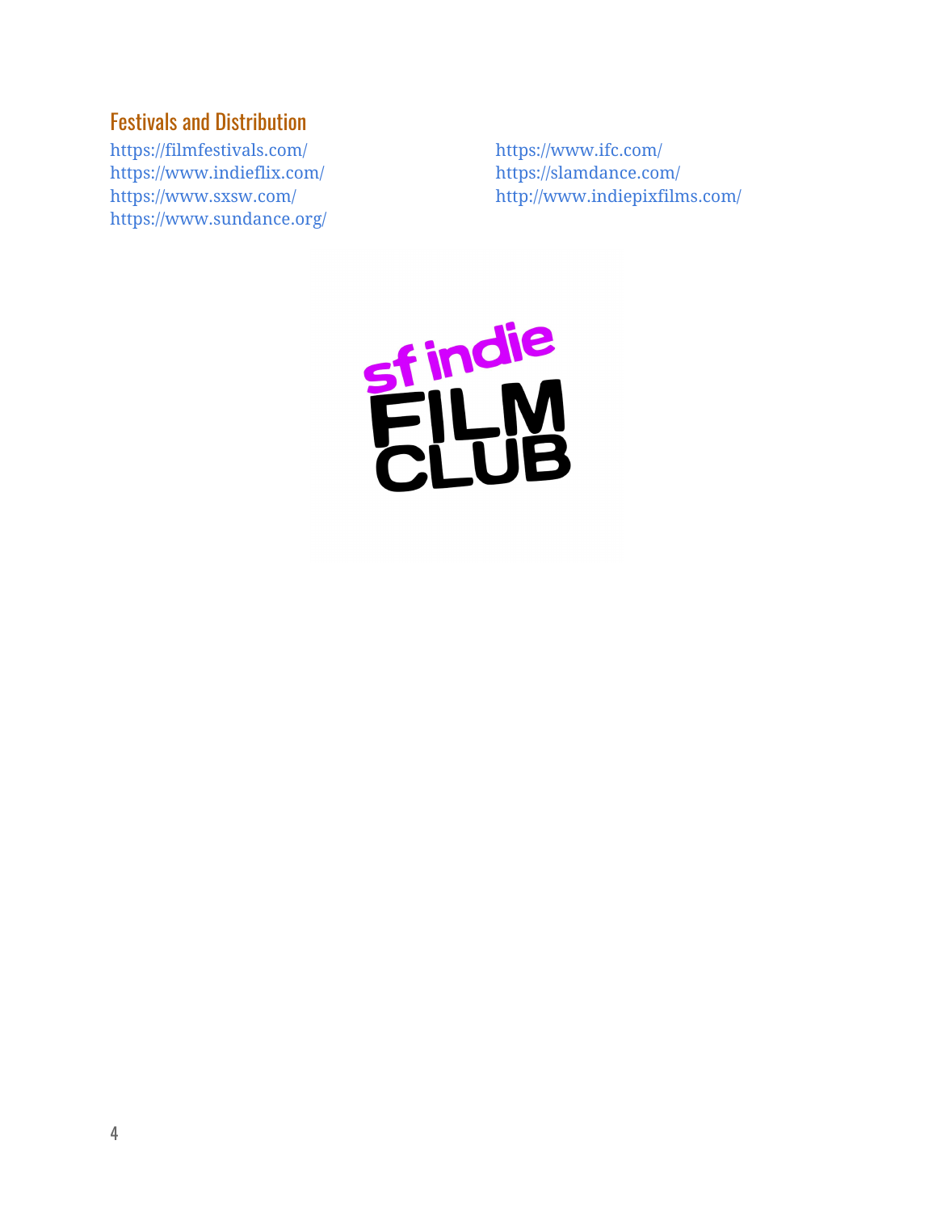## Festivals and Distribution

https://filmfestivals.com/
https://www.indieflix.com/
https://www.sxsw.com/
https://www.sundance.org/
https://www.ifc.com/
https://slamdance.com/
http://www.indiepixfilms.com/